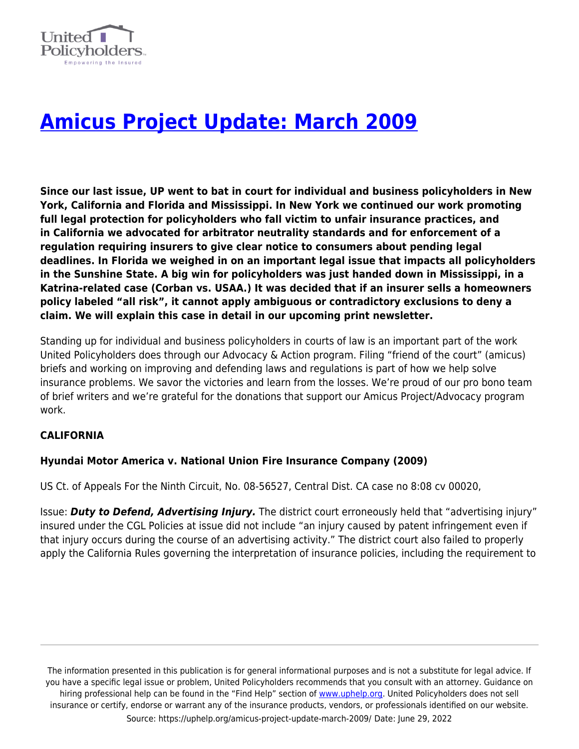# Amicus Project Update: March 2009

**Since our last issue, UP went to bat in court for individual and business policyholders in New York, California and Florida and Mississippi. In New York we continued our work promoting full legal protection for policyholders who fall victim to unfair insurance practices, and in California we advocated for arbitrator neutrality standards and for enforcement of a regulation requiring insurers to give clear notice to consumers about pending legal deadlines. In Florida we weighed in on an important legal issue that impacts all policyholders in the Sunshine State. A big win for policyholders was just handed down in Mississippi, in a Katrina-related case (Corban vs. USAA.) It was decided that if an insurer sells a homeowners policy labeled "all risk", it cannot apply ambiguous or contradictory exclusions to deny a claim. We will explain this case in detail in our upcoming print newsletter.**

Standing up for individual and business policyholders in courts of law is an important part of the work United Policyholders does through our Advocacy & Action program. Filing "friend of the court" (amicus) briefs and working on improving and defending laws and regulations is part of how we help solve insurance problems. We savor the victories and learn from the losses. We're proud of our pro bono team of brief writers and we're grateful for the donations that support our Amicus Project/Advocacy program work.

**CALIFORNIA**

**Hyundai Motor America v. National Union Fire Insurance Company (2009)**

US Ct. of Appeals For the Ninth Circuit, No. 08-56527, Central Dist. CA case no 8:08 cv 00020,

Issue: ***Duty to Defend, Advertising Injury.*** The district court erroneously held that "advertising injury" insured under the CGL Policies at issue did not include "an injury caused by patent infringement even if that injury occurs during the course of an advertising activity." The district court also failed to properly apply the California Rules governing the interpretation of insurance policies, including the requirement to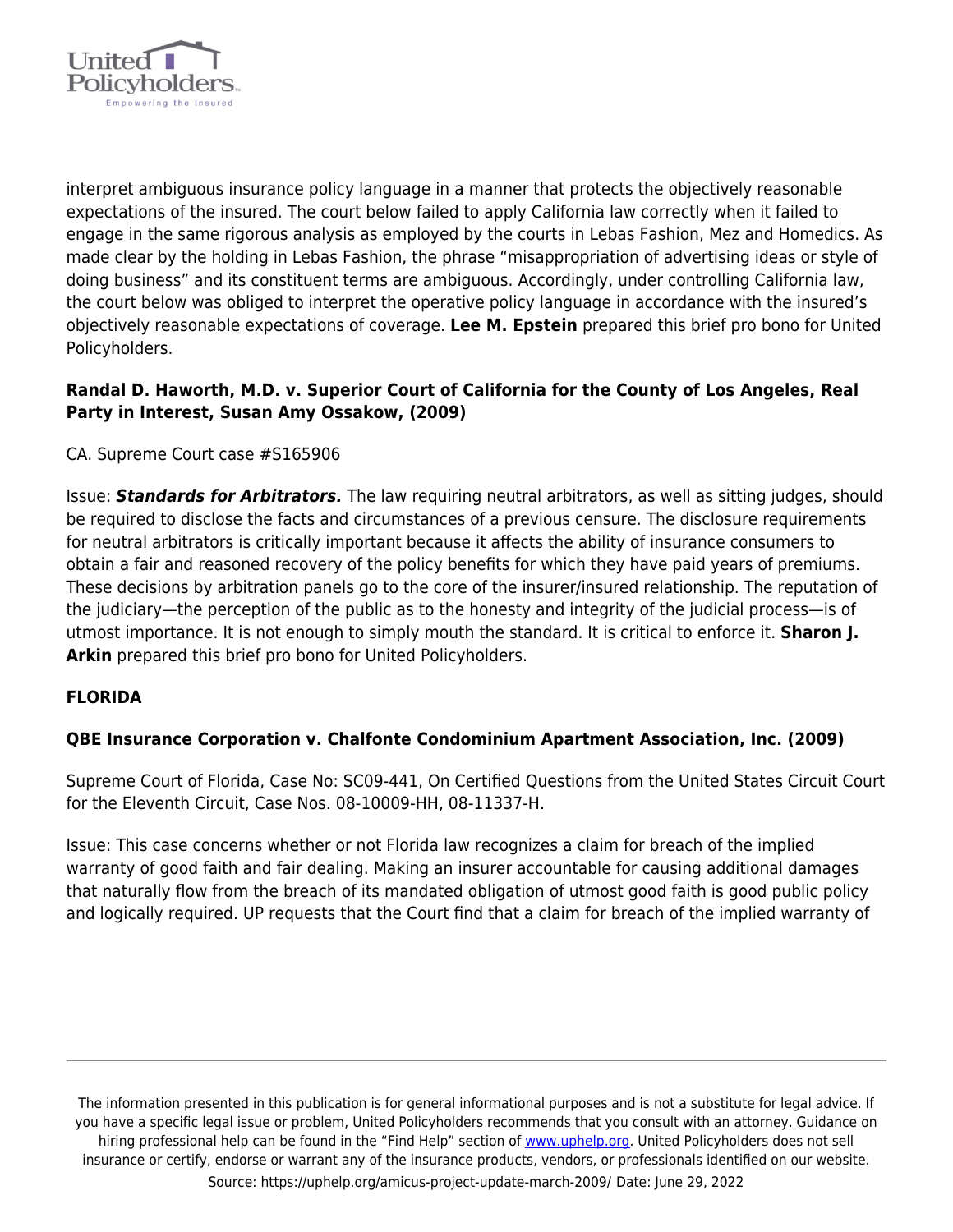interpret ambiguous insurance policy language in a manner that protects the objectively reasonable expectations of the insured. The court below failed to apply California law correctly when it failed to engage in the same rigorous analysis as employed by the courts in Lebas Fashion, Mez and Homedics. As made clear by the holding in Lebas Fashion, the phrase "misappropriation of advertising ideas or style of doing business" and its constituent terms are ambiguous. Accordingly, under controlling California law, the court below was obliged to interpret the operative policy language in accordance with the insured's objectively reasonable expectations of coverage. **Lee M. Epstein** prepared this brief pro bono for United Policyholders.

**Randal D. Haworth, M.D. v. Superior Court of California for the County of Los Angeles, Real Party in Interest, Susan Amy Ossakow, (2009)**

CA. Supreme Court case #S165906

Issue: ***Standards for Arbitrators.*** The law requiring neutral arbitrators, as well as sitting judges, should be required to disclose the facts and circumstances of a previous censure. The disclosure requirements for neutral arbitrators is critically important because it affects the ability of insurance consumers to obtain a fair and reasoned recovery of the policy benefits for which they have paid years of premiums. These decisions by arbitration panels go to the core of the insurer/insured relationship. The reputation of the judiciary—the perception of the public as to the honesty and integrity of the judicial process—is of utmost importance. It is not enough to simply mouth the standard. It is critical to enforce it. **Sharon J. Arkin** prepared this brief pro bono for United Policyholders.

**FLORIDA**

**QBE Insurance Corporation v. Chalfonte Condominium Apartment Association, Inc. (2009)**

Supreme Court of Florida, Case No: SC09-441, On Certified Questions from the United States Circuit Court for the Eleventh Circuit, Case Nos. 08-10009-HH, 08-11337-H.

Issue: This case concerns whether or not Florida law recognizes a claim for breach of the implied warranty of good faith and fair dealing. Making an insurer accountable for causing additional damages that naturally flow from the breach of its mandated obligation of utmost good faith is good public policy and logically required. UP requests that the Court find that a claim for breach of the implied warranty of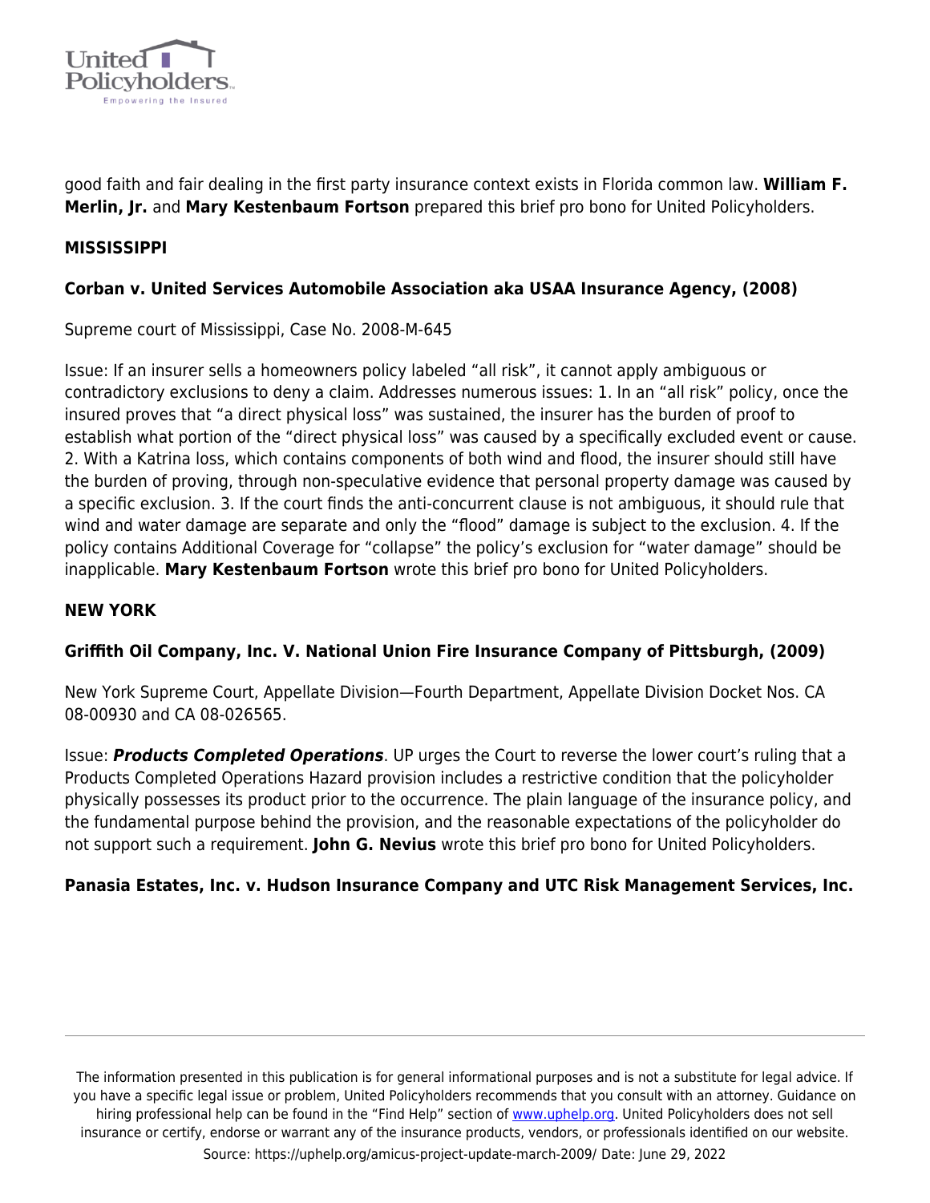good faith and fair dealing in the first party insurance context exists in Florida common law. **William F. Merlin, Jr.** and **Mary Kestenbaum Fortson** prepared this brief pro bono for United Policyholders.

### MISSISSIPPI

#### Corban v. United Services Automobile Association aka USAA Insurance Agency, (2008)

Supreme court of Mississippi, Case No. 2008-M-645

Issue: If an insurer sells a homeowners policy labeled "all risk", it cannot apply ambiguous or contradictory exclusions to deny a claim. Addresses numerous issues: 1. In an "all risk" policy, once the insured proves that "a direct physical loss" was sustained, the insurer has the burden of proof to establish what portion of the "direct physical loss" was caused by a specifically excluded event or cause. 2. With a Katrina loss, which contains components of both wind and flood, the insurer should still have the burden of proving, through non-speculative evidence that personal property damage was caused by a specific exclusion. 3. If the court finds the anti-concurrent clause is not ambiguous, it should rule that wind and water damage are separate and only the "flood" damage is subject to the exclusion. 4. If the policy contains Additional Coverage for "collapse" the policy's exclusion for "water damage" should be inapplicable. **Mary Kestenbaum Fortson** wrote this brief pro bono for United Policyholders.

### NEW YORK

#### Griffith Oil Company, Inc. V. National Union Fire Insurance Company of Pittsburgh, (2009)

New York Supreme Court, Appellate Division—Fourth Department, Appellate Division Docket Nos. CA 08-00930 and CA 08-026565.

Issue: ***Products Completed Operations***. UP urges the Court to reverse the lower court's ruling that a Products Completed Operations Hazard provision includes a restrictive condition that the policyholder physically possesses its product prior to the occurrence. The plain language of the insurance policy, and the fundamental purpose behind the provision, and the reasonable expectations of the policyholder do not support such a requirement. **John G. Nevius** wrote this brief pro bono for United Policyholders.

#### Panasia Estates, Inc. v. Hudson Insurance Company and UTC Risk Management Services, Inc.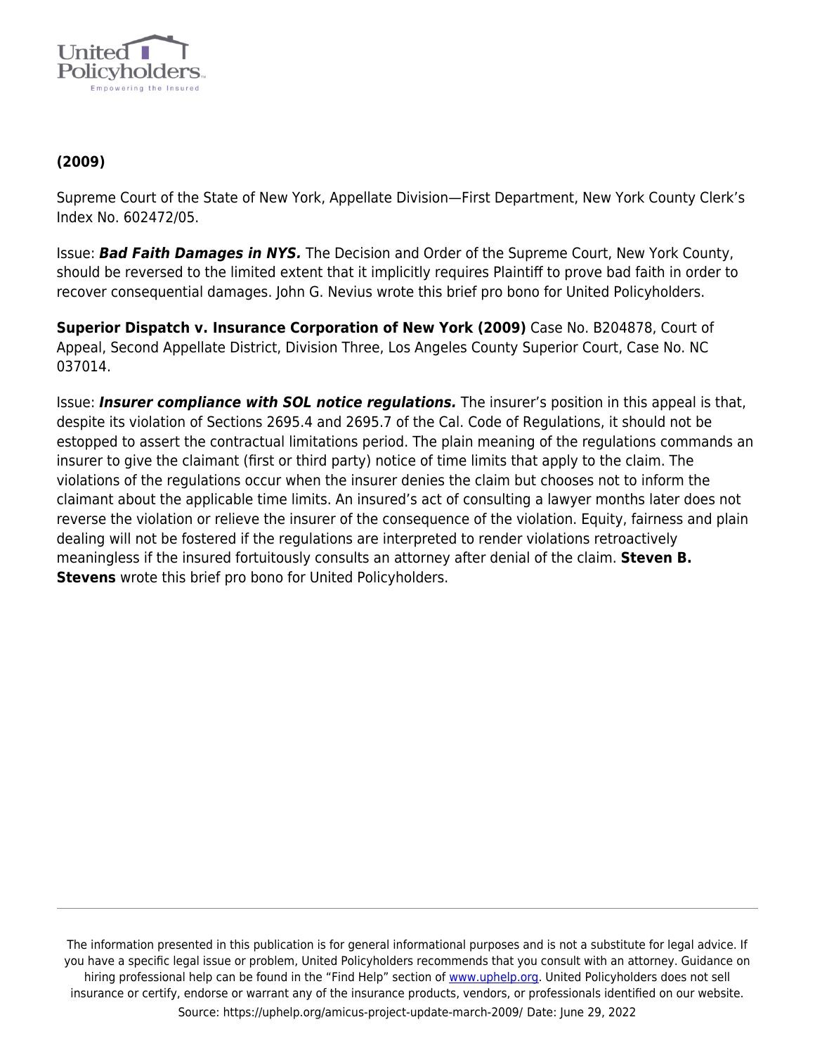**(2009)**

Supreme Court of the State of New York, Appellate Division—First Department, New York County Clerk's Index No. 602472/05.

Issue: ***Bad Faith Damages in NYS.*** The Decision and Order of the Supreme Court, New York County, should be reversed to the limited extent that it implicitly requires Plaintiff to prove bad faith in order to recover consequential damages. John G. Nevius wrote this brief pro bono for United Policyholders.

**Superior Dispatch v. Insurance Corporation of New York (2009)** Case No. B204878, Court of Appeal, Second Appellate District, Division Three, Los Angeles County Superior Court, Case No. NC 037014.

Issue: ***Insurer compliance with SOL notice regulations.*** The insurer's position in this appeal is that, despite its violation of Sections 2695.4 and 2695.7 of the Cal. Code of Regulations, it should not be estopped to assert the contractual limitations period. The plain meaning of the regulations commands an insurer to give the claimant (first or third party) notice of time limits that apply to the claim. The violations of the regulations occur when the insurer denies the claim but chooses not to inform the claimant about the applicable time limits. An insured's act of consulting a lawyer months later does not reverse the violation or relieve the insurer of the consequence of the violation. Equity, fairness and plain dealing will not be fostered if the regulations are interpreted to render violations retroactively meaningless if the insured fortuitously consults an attorney after denial of the claim. **Steven B. Stevens** wrote this brief pro bono for United Policyholders.